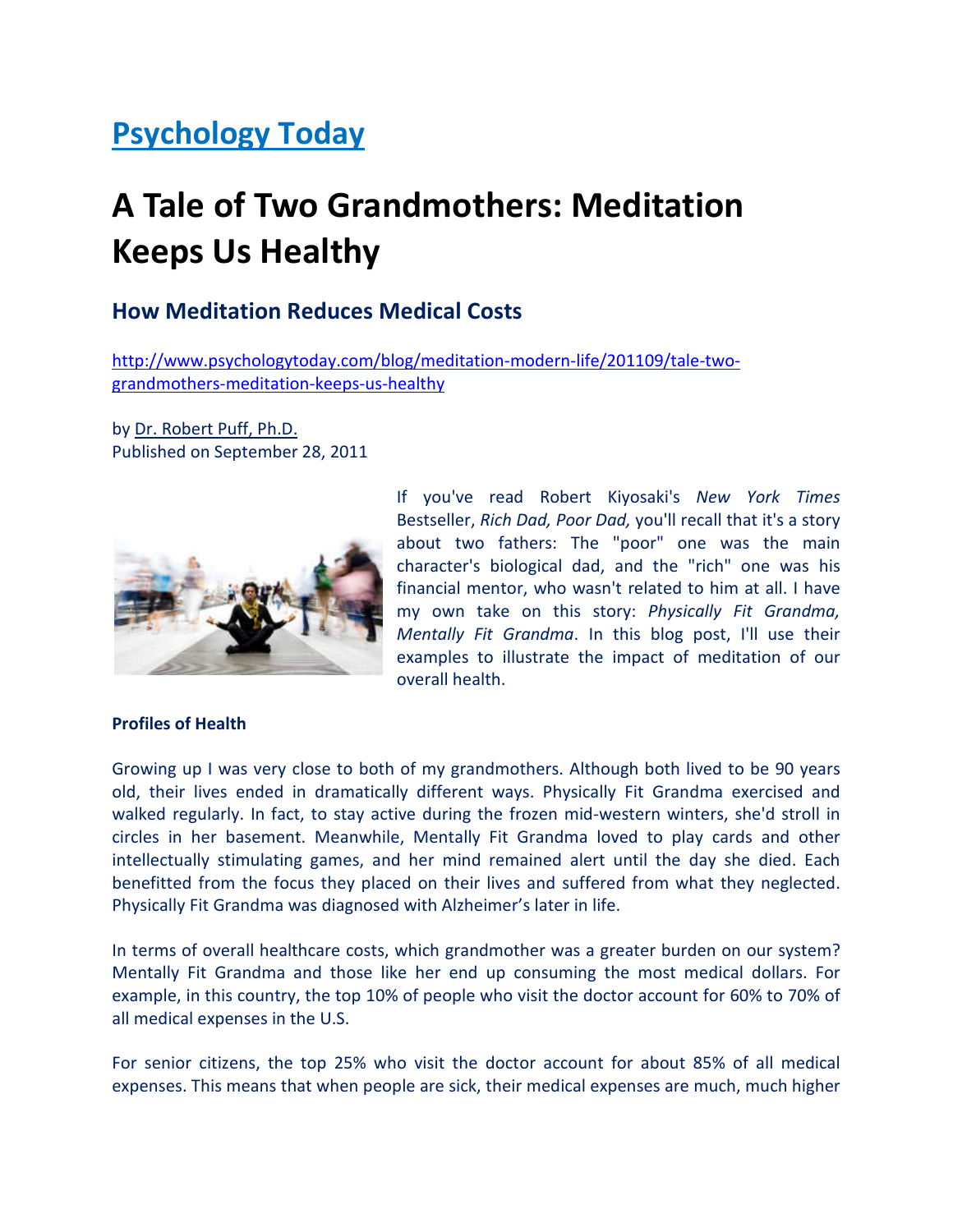# [Psychology Today](http://www.psychologytoday.com)

# A Tale of Two Grandmothers: Meditation Keeps Us Healthy

### How Meditation Reduces Medical Costs

http://www.psychologytoday.com/blog/meditation-modern-life/201109/tale-two-grandmothers-meditation-keeps-us-healthy

by Dr. Robert Puff, Ph.D.
Published on September 28, 2011

If you've read Robert Kiyosaki's *New York Times* Bestseller, *Rich Dad, Poor Dad,* you'll recall that it's a story about two fathers: The "poor" one was the main character's biological dad, and the "rich" one was his financial mentor, who wasn't related to him at all. I have my own take on this story: *Physically Fit Grandma, Mentally Fit Grandma*. In this blog post, I'll use their examples to illustrate the impact of meditation of our overall health.

**Profiles of Health**

Growing up I was very close to both of my grandmothers. Although both lived to be 90 years old, their lives ended in dramatically different ways. Physically Fit Grandma exercised and walked regularly. In fact, to stay active during the frozen mid-western winters, she'd stroll in circles in her basement. Meanwhile, Mentally Fit Grandma loved to play cards and other intellectually stimulating games, and her mind remained alert until the day she died. Each benefitted from the focus they placed on their lives and suffered from what they neglected. Physically Fit Grandma was diagnosed with Alzheimer's later in life.

In terms of overall healthcare costs, which grandmother was a greater burden on our system? Mentally Fit Grandma and those like her end up consuming the most medical dollars. For example, in this country, the top 10% of people who visit the doctor account for 60% to 70% of all medical expenses in the U.S.

For senior citizens, the top 25% who visit the doctor account for about 85% of all medical expenses. This means that when people are sick, their medical expenses are much, much higher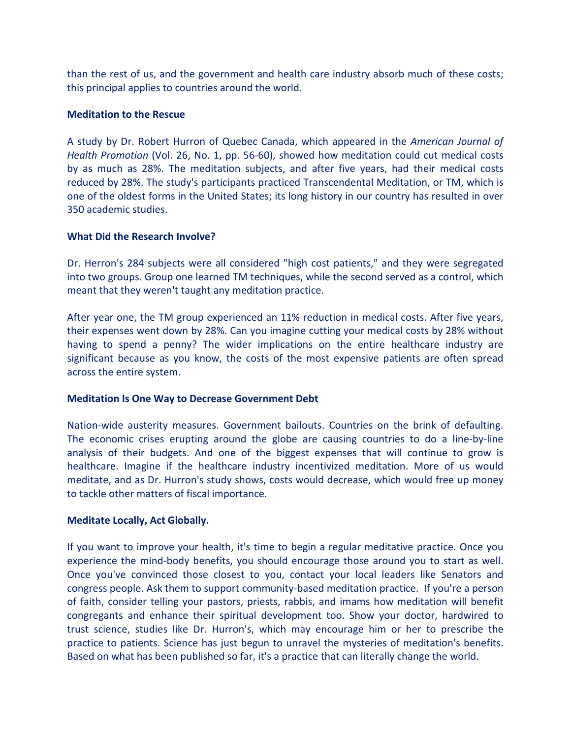than the rest of us, and the government and health care industry absorb much of these costs; this principal applies to countries around the world.

**Meditation to the Rescue**

A study by Dr. Robert Hurron of Quebec Canada, which appeared in the *American Journal of Health Promotion* (Vol. 26, No. 1, pp. 56-60), showed how meditation could cut medical costs by as much as 28%. The meditation subjects, and after five years, had their medical costs reduced by 28%. The study's participants practiced Transcendental Meditation, or TM, which is one of the oldest forms in the United States; its long history in our country has resulted in over 350 academic studies.

**What Did the Research Involve?**

Dr. Herron's 284 subjects were all considered "high cost patients," and they were segregated into two groups. Group one learned TM techniques, while the second served as a control, which meant that they weren't taught any meditation practice.

After year one, the TM group experienced an 11% reduction in medical costs. After five years, their expenses went down by 28%. Can you imagine cutting your medical costs by 28% without having to spend a penny? The wider implications on the entire healthcare industry are significant because as you know, the costs of the most expensive patients are often spread across the entire system.

**Meditation Is One Way to Decrease Government Debt**

Nation-wide austerity measures. Government bailouts. Countries on the brink of defaulting. The economic crises erupting around the globe are causing countries to do a line-by-line analysis of their budgets. And one of the biggest expenses that will continue to grow is healthcare. Imagine if the healthcare industry incentivized meditation. More of us would meditate, and as Dr. Hurron's study shows, costs would decrease, which would free up money to tackle other matters of fiscal importance.

**Meditate Locally, Act Globally.**

If you want to improve your health, it's time to begin a regular meditative practice. Once you experience the mind-body benefits, you should encourage those around you to start as well. Once you've convinced those closest to you, contact your local leaders like Senators and congress people. Ask them to support community-based meditation practice. If you're a person of faith, consider telling your pastors, priests, rabbis, and imams how meditation will benefit congregants and enhance their spiritual development too. Show your doctor, hardwired to trust science, studies like Dr. Hurron's, which may encourage him or her to prescribe the practice to patients. Science has just begun to unravel the mysteries of meditation's benefits. Based on what has been published so far, it's a practice that can literally change the world.